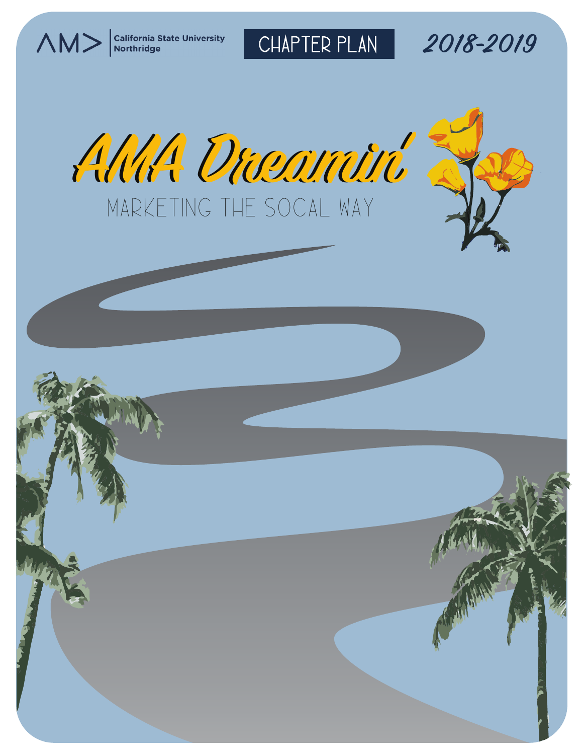AMA | California State University Northridge

CHAPTER PLAN

2018-2019

# AMA Dreamin'

## MARKETING THE SOCAL WAY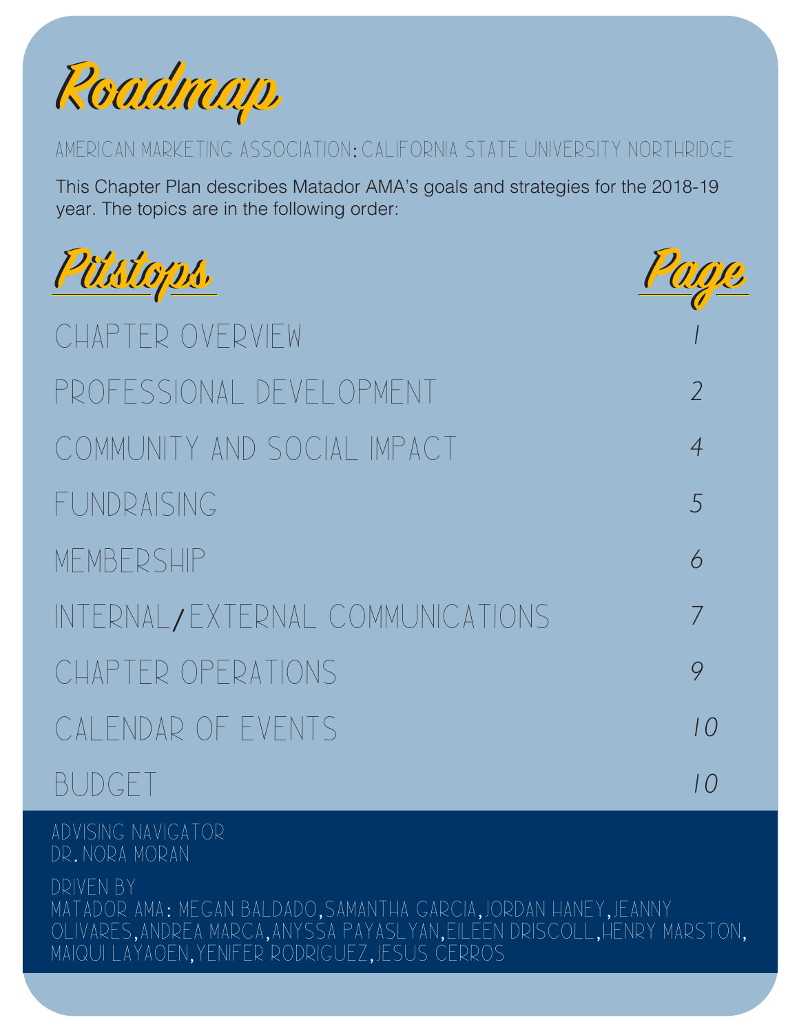# Roadmap

AMERICAN MARKETING ASSOCIATION: CALIFORNIA STATE UNIVERSITY NORTHRIDGE

This Chapter Plan describes Matador AMA's goals and strategies for the 2018-19 year. The topics are in the following order:

| Pitstops | Page |
| --- | --- |
| CHAPTER OVERVIEW | 1 |
| PROFESSIONAL DEVELOPMENT | 2 |
| COMMUNITY AND SOCIAL IMPACT | 4 |
| FUNDRAISING | 5 |
| MEMBERSHIP | 6 |
| INTERNAL/EXTERNAL COMMUNICATIONS | 7 |
| CHAPTER OPERATIONS | 9 |
| CALENDAR OF EVENTS | 10 |
| BUDGET | 10 |

ADVISING NAVIGATOR
DR. NORA MORAN

DRIVEN BY
MATADOR AMA: MEGAN BALDADO, SAMANTHA GARCIA, JORDAN HANEY, JEANNY OLIVARES, ANDREA MARCA, ANYSSA PAYASLYAN, EILEEN DRISCOLL, HENRY MARSTON, MAIQUI LAYAOEN, YENIFER RODRIGUEZ, JESUS CERROS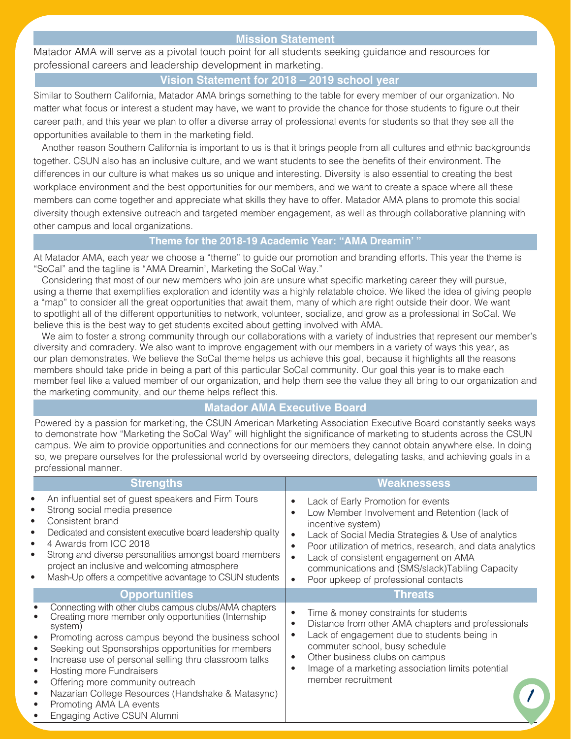## Mission Statement

Matador AMA will serve as a pivotal touch point for all students seeking guidance and resources for professional careers and leadership development in marketing.

## Vision Statement for 2018 – 2019 school year

Similar to Southern California, Matador AMA brings something to the table for every member of our organization. No matter what focus or interest a student may have, we want to provide the chance for those students to figure out their career path, and this year we plan to offer a diverse array of professional events for students so that they see all the opportunities available to them in the marketing field.

Another reason Southern California is important to us is that it brings people from all cultures and ethnic backgrounds together. CSUN also has an inclusive culture, and we want students to see the benefits of their environment. The differences in our culture is what makes us so unique and interesting. Diversity is also essential to creating the best workplace environment and the best opportunities for our members, and we want to create a space where all these members can come together and appreciate what skills they have to offer. Matador AMA plans to promote this social diversity though extensive outreach and targeted member engagement, as well as through collaborative planning with other campus and local organizations.

## Theme for the 2018-19 Academic Year: "AMA Dreamin' "

At Matador AMA, each year we choose a "theme" to guide our promotion and branding efforts. This year the theme is "SoCal" and the tagline is "AMA Dreamin', Marketing the SoCal Way."

Considering that most of our new members who join are unsure what specific marketing career they will pursue, using a theme that exemplifies exploration and identity was a highly relatable choice. We liked the idea of giving people a "map" to consider all the great opportunities that await them, many of which are right outside their door. We want to spotlight all of the different opportunities to network, volunteer, socialize, and grow as a professional in SoCal. We believe this is the best way to get students excited about getting involved with AMA.

We aim to foster a strong community through our collaborations with a variety of industries that represent our member's diversity and comradery. We also want to improve engagement with our members in a variety of ways this year, as our plan demonstrates. We believe the SoCal theme helps us achieve this goal, because it highlights all the reasons members should take pride in being a part of this particular SoCal community. Our goal this year is to make each member feel like a valued member of our organization, and help them see the value they all bring to our organization and the marketing community, and our theme helps reflect this.

## Matador AMA Executive Board

Powered by a passion for marketing, the CSUN American Marketing Association Executive Board constantly seeks ways to demonstrate how "Marketing the SoCal Way" will highlight the significance of marketing to students across the CSUN campus. We aim to provide opportunities and connections for our members they cannot obtain anywhere else. In doing so, we prepare ourselves for the professional world by overseeing directors, delegating tasks, and achieving goals in a professional manner.

### Strengths

- An influential set of guest speakers and Firm Tours
- Strong social media presence
- Consistent brand
- Dedicated and consistent executive board leadership quality
- 4 Awards from ICC 2018
- Strong and diverse personalities amongst board members project an inclusive and welcoming atmosphere
- Mash-Up offers a competitive advantage to CSUN students

### Weaknessess

- Lack of Early Promotion for events
- Low Member Involvement and Retention (lack of incentive system)
- Lack of Social Media Strategies & Use of analytics
- Poor utilization of metrics, research, and data analytics
- Lack of consistent engagement on AMA communications and (SMS/slack)Tabling Capacity
- Poor upkeep of professional contacts

### Opportunities

- Connecting with other clubs campus clubs/AMA chapters
- Creating more member only opportunities (Internship system)
- Promoting across campus beyond the business school
- Seeking out Sponsorships opportunities for members
- Increase use of personal selling thru classroom talks
- Hosting more Fundraisers
- Offering more community outreach
- Nazarian College Resources (Handshake & Matasync)
- Promoting AMA LA events
- Engaging Active CSUN Alumni

### Threats

- Time & money constraints for students
- Distance from other AMA chapters and professionals
- Lack of engagement due to students being in commuter school, busy schedule
- Other business clubs on campus
- Image of a marketing association limits potential member recruitment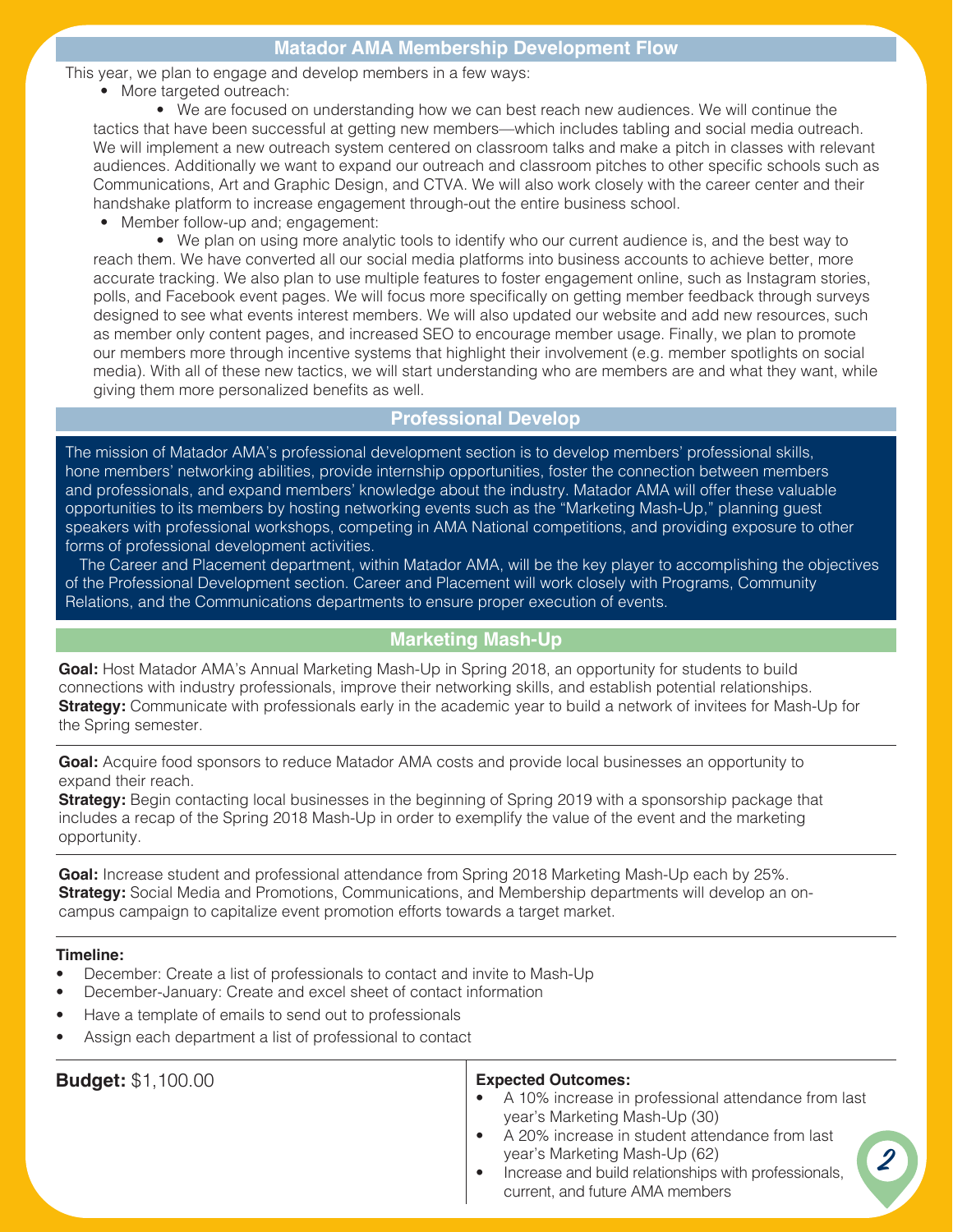## Matador AMA Membership Development Flow

This year, we plan to engage and develop members in a few ways:

- More targeted outreach:
    - We are focused on understanding how we can best reach new audiences. We will continue the tactics that have been successful at getting new members—which includes tabling and social media outreach. We will implement a new outreach system centered on classroom talks and make a pitch in classes with relevant audiences. Additionally we want to expand our outreach and classroom pitches to other specific schools such as Communications, Art and Graphic Design, and CTVA. We will also work closely with the career center and their handshake platform to increase engagement through-out the entire business school.
- Member follow-up and; engagement:
    - We plan on using more analytic tools to identify who our current audience is, and the best way to reach them. We have converted all our social media platforms into business accounts to achieve better, more accurate tracking. We also plan to use multiple features to foster engagement online, such as Instagram stories, polls, and Facebook event pages. We will focus more specifically on getting member feedback through surveys designed to see what events interest members. We will also updated our website and add new resources, such as member only content pages, and increased SEO to encourage member usage. Finally, we plan to promote our members more through incentive systems that highlight their involvement (e.g. member spotlights on social media). With all of these new tactics, we will start understanding who are members are and what they want, while giving them more personalized benefits as well.

## Professional Develop

The mission of Matador AMA's professional development section is to develop members' professional skills, hone members' networking abilities, provide internship opportunities, foster the connection between members and professionals, and expand members' knowledge about the industry. Matador AMA will offer these valuable opportunities to its members by hosting networking events such as the "Marketing Mash-Up," planning guest speakers with professional workshops, competing in AMA National competitions, and providing exposure to other forms of professional development activities.

The Career and Placement department, within Matador AMA, will be the key player to accomplishing the objectives of the Professional Development section. Career and Placement will work closely with Programs, Community Relations, and the Communications departments to ensure proper execution of events.

## Marketing Mash-Up

**Goal:** Host Matador AMA's Annual Marketing Mash-Up in Spring 2018, an opportunity for students to build connections with industry professionals, improve their networking skills, and establish potential relationships.
**Strategy:** Communicate with professionals early in the academic year to build a network of invitees for Mash-Up for the Spring semester.

**Goal:** Acquire food sponsors to reduce Matador AMA costs and provide local businesses an opportunity to expand their reach.
**Strategy:** Begin contacting local businesses in the beginning of Spring 2019 with a sponsorship package that includes a recap of the Spring 2018 Mash-Up in order to exemplify the value of the event and the marketing opportunity.

**Goal:** Increase student and professional attendance from Spring 2018 Marketing Mash-Up each by 25%.
**Strategy:** Social Media and Promotions, Communications, and Membership departments will develop an on-campus campaign to capitalize event promotion efforts towards a target market.

**Timeline:**

- December: Create a list of professionals to contact and invite to Mash-Up
- December-January: Create and excel sheet of contact information
- Have a template of emails to send out to professionals
- Assign each department a list of professional to contact

**Budget:** $1,100.00

**Expected Outcomes:**

- A 10% increase in professional attendance from last year's Marketing Mash-Up (30)
- A 20% increase in student attendance from last year's Marketing Mash-Up (62)
- Increase and build relationships with professionals, current, and future AMA members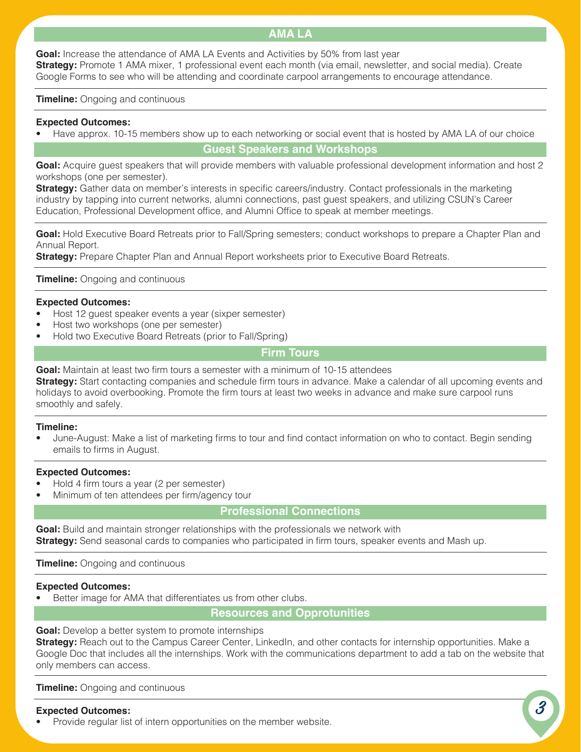## AMA LA

**Goal:** Increase the attendance of AMA LA Events and Activities by 50% from last year
**Strategy:** Promote 1 AMA mixer, 1 professional event each month (via email, newsletter, and social media). Create Google Forms to see who will be attending and coordinate carpool arrangements to encourage attendance.

**Timeline:** Ongoing and continuous

**Expected Outcomes:**
- Have approx. 10-15 members show up to each networking or social event that is hosted by AMA LA of our choice

## Guest Speakers and Workshops

**Goal:** Acquire guest speakers that will provide members with valuable professional development information and host 2 workshops (one per semester).
**Strategy:** Gather data on member's interests in specific careers/industry. Contact professionals in the marketing industry by tapping into current networks, alumni connections, past guest speakers, and utilizing CSUN's Career Education, Professional Development office, and Alumni Office to speak at member meetings.

**Goal:** Hold Executive Board Retreats prior to Fall/Spring semesters; conduct workshops to prepare a Chapter Plan and Annual Report.
**Strategy:** Prepare Chapter Plan and Annual Report worksheets prior to Executive Board Retreats.

**Timeline:** Ongoing and continuous

**Expected Outcomes:**
- Host 12 guest speaker events a year (sixper semester)
- Host two workshops (one per semester)
- Hold two Executive Board Retreats (prior to Fall/Spring)

## Firm Tours

**Goal:** Maintain at least two firm tours a semester with a minimum of 10-15 attendees
**Strategy:** Start contacting companies and schedule firm tours in advance. Make a calendar of all upcoming events and holidays to avoid overbooking. Promote the firm tours at least two weeks in advance and make sure carpool runs smoothly and safely.

**Timeline:**
- June-August: Make a list of marketing firms to tour and find contact information on who to contact. Begin sending emails to firms in August.

**Expected Outcomes:**
- Hold 4 firm tours a year (2 per semester)
- Minimum of ten attendees per firm/agency tour

## Professional Connections

**Goal:** Build and maintain stronger relationships with the professionals we network with
**Strategy:** Send seasonal cards to companies who participated in firm tours, speaker events and Mash up.

**Timeline:** Ongoing and continuous

**Expected Outcomes:**
- Better image for AMA that differentiates us from other clubs.

## Resources and Opprotunities

**Goal:** Develop a better system to promote internships
**Strategy:** Reach out to the Campus Career Center, LinkedIn, and other contacts for internship opportunities. Make a Google Doc that includes all the internships. Work with the communications department to add a tab on the website that only members can access.

**Timeline:** Ongoing and continuous

**Expected Outcomes:**
- Provide regular list of intern opportunities on the member website.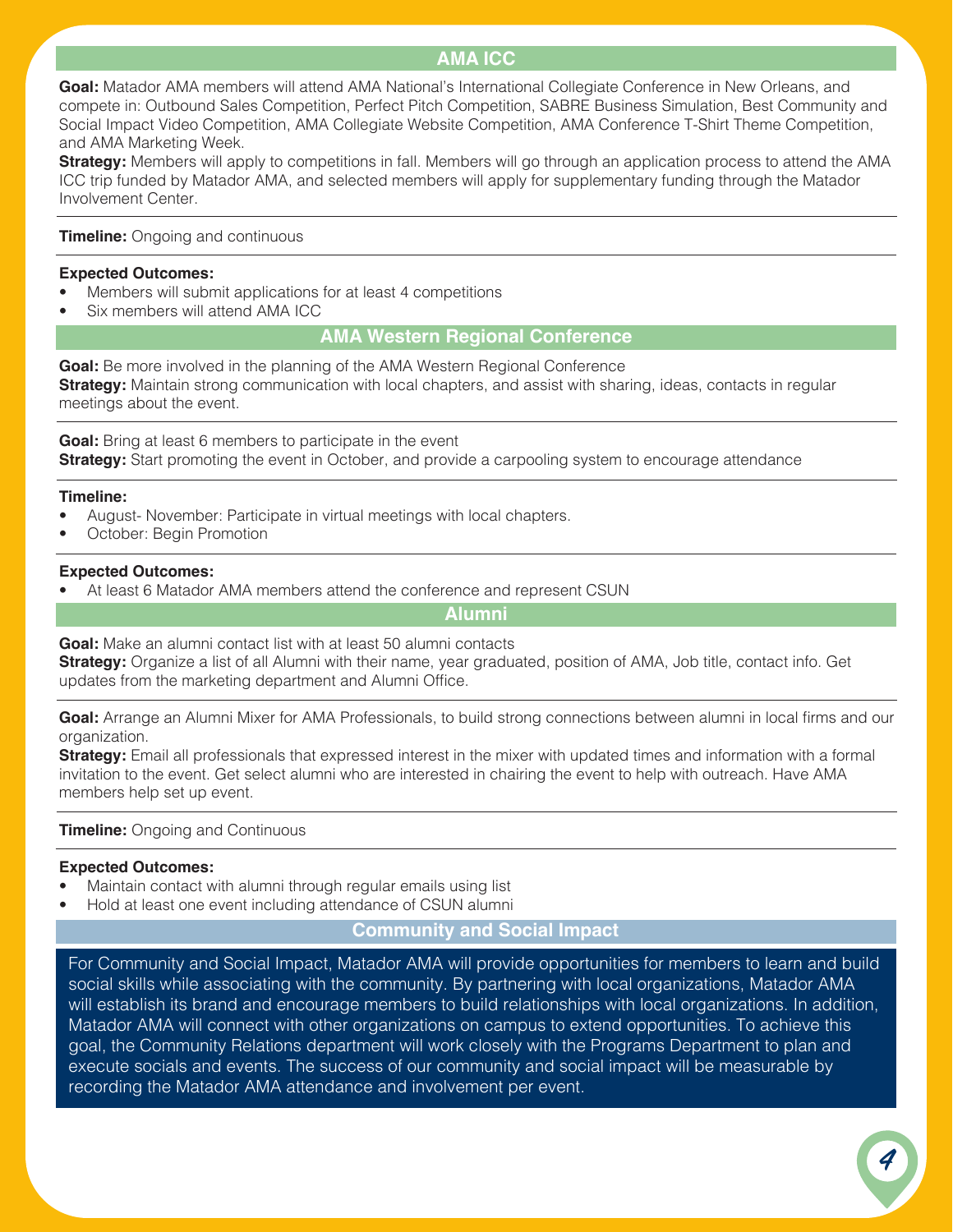## AMA ICC

**Goal:** Matador AMA members will attend AMA National's International Collegiate Conference in New Orleans, and compete in: Outbound Sales Competition, Perfect Pitch Competition, SABRE Business Simulation, Best Community and Social Impact Video Competition, AMA Collegiate Website Competition, AMA Conference T-Shirt Theme Competition, and AMA Marketing Week.
**Strategy:** Members will apply to competitions in fall. Members will go through an application process to attend the AMA ICC trip funded by Matador AMA, and selected members will apply for supplementary funding through the Matador Involvement Center.

**Timeline:** Ongoing and continuous

**Expected Outcomes:**

- Members will submit applications for at least 4 competitions
- Six members will attend AMA ICC

## AMA Western Regional Conference

**Goal:** Be more involved in the planning of the AMA Western Regional Conference
**Strategy:** Maintain strong communication with local chapters, and assist with sharing, ideas, contacts in regular meetings about the event.

**Goal:** Bring at least 6 members to participate in the event
**Strategy:** Start promoting the event in October, and provide a carpooling system to encourage attendance

**Timeline:**

- August- November: Participate in virtual meetings with local chapters.
- October: Begin Promotion

**Expected Outcomes:**

- At least 6 Matador AMA members attend the conference and represent CSUN

## Alumni

**Goal:** Make an alumni contact list with at least 50 alumni contacts
**Strategy:** Organize a list of all Alumni with their name, year graduated, position of AMA, Job title, contact info. Get updates from the marketing department and Alumni Office.

**Goal:** Arrange an Alumni Mixer for AMA Professionals, to build strong connections between alumni in local firms and our organization.
**Strategy:** Email all professionals that expressed interest in the mixer with updated times and information with a formal invitation to the event. Get select alumni who are interested in chairing the event to help with outreach. Have AMA members help set up event.

**Timeline:** Ongoing and Continuous

**Expected Outcomes:**

- Maintain contact with alumni through regular emails using list
- Hold at least one event including attendance of CSUN alumni

## Community and Social Impact

For Community and Social Impact, Matador AMA will provide opportunities for members to learn and build social skills while associating with the community. By partnering with local organizations, Matador AMA will establish its brand and encourage members to build relationships with local organizations. In addition, Matador AMA will connect with other organizations on campus to extend opportunities. To achieve this goal, the Community Relations department will work closely with the Programs Department to plan and execute socials and events. The success of our community and social impact will be measurable by recording the Matador AMA attendance and involvement per event.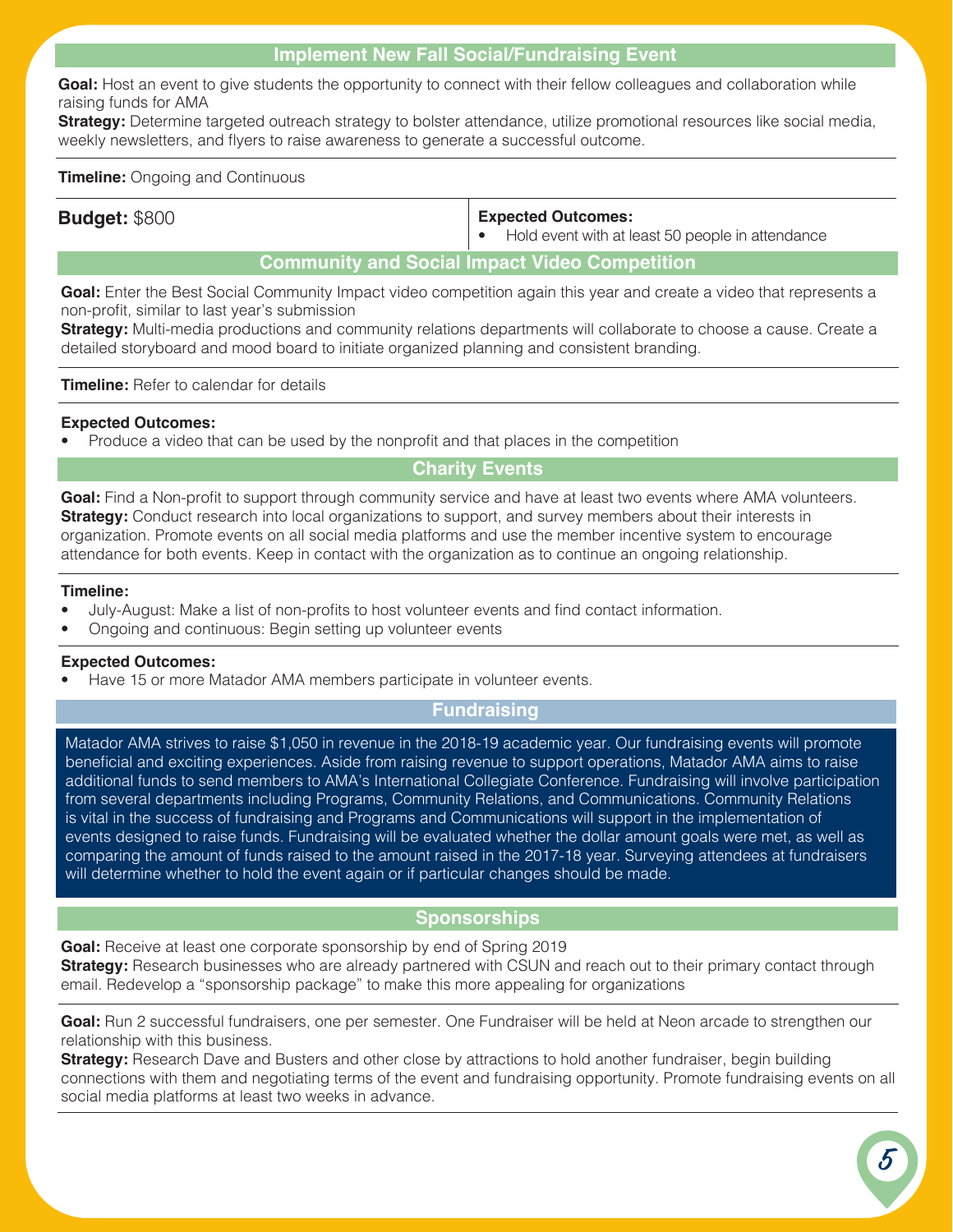## Implement New Fall Social/Fundraising Event

**Goal:** Host an event to give students the opportunity to connect with their fellow colleagues and collaboration while raising funds for AMA

**Strategy:** Determine targeted outreach strategy to bolster attendance, utilize promotional resources like social media, weekly newsletters, and flyers to raise awareness to generate a successful outcome.

**Timeline:** Ongoing and Continuous

**Budget:** $800

**Expected Outcomes:**

- Hold event with at least 50 people in attendance

## Community and Social Impact Video Competition

**Goal:** Enter the Best Social Community Impact video competition again this year and create a video that represents a non-profit, similar to last year's submission

**Strategy:** Multi-media productions and community relations departments will collaborate to choose a cause. Create a detailed storyboard and mood board to initiate organized planning and consistent branding.

**Timeline:** Refer to calendar for details

**Expected Outcomes:**

- Produce a video that can be used by the nonprofit and that places in the competition

## Charity Events

**Goal:** Find a Non-profit to support through community service and have at least two events where AMA volunteers.

**Strategy:** Conduct research into local organizations to support, and survey members about their interests in organization. Promote events on all social media platforms and use the member incentive system to encourage attendance for both events. Keep in contact with the organization as to continue an ongoing relationship.

**Timeline:**

- July-August: Make a list of non-profits to host volunteer events and find contact information.
- Ongoing and continuous: Begin setting up volunteer events

**Expected Outcomes:**

- Have 15 or more Matador AMA members participate in volunteer events.

## Fundraising

Matador AMA strives to raise $1,050 in revenue in the 2018-19 academic year. Our fundraising events will promote beneficial and exciting experiences. Aside from raising revenue to support operations, Matador AMA aims to raise additional funds to send members to AMA's International Collegiate Conference. Fundraising will involve participation from several departments including Programs, Community Relations, and Communications. Community Relations is vital in the success of fundraising and Programs and Communications will support in the implementation of events designed to raise funds. Fundraising will be evaluated whether the dollar amount goals were met, as well as comparing the amount of funds raised to the amount raised in the 2017-18 year. Surveying attendees at fundraisers will determine whether to hold the event again or if particular changes should be made.

## Sponsorships

**Goal:** Receive at least one corporate sponsorship by end of Spring 2019

**Strategy:** Research businesses who are already partnered with CSUN and reach out to their primary contact through email. Redevelop a "sponsorship package" to make this more appealing for organizations

**Goal:** Run 2 successful fundraisers, one per semester. One Fundraiser will be held at Neon arcade to strengthen our relationship with this business.

**Strategy:** Research Dave and Busters and other close by attractions to hold another fundraiser, begin building connections with them and negotiating terms of the event and fundraising opportunity. Promote fundraising events on all social media platforms at least two weeks in advance.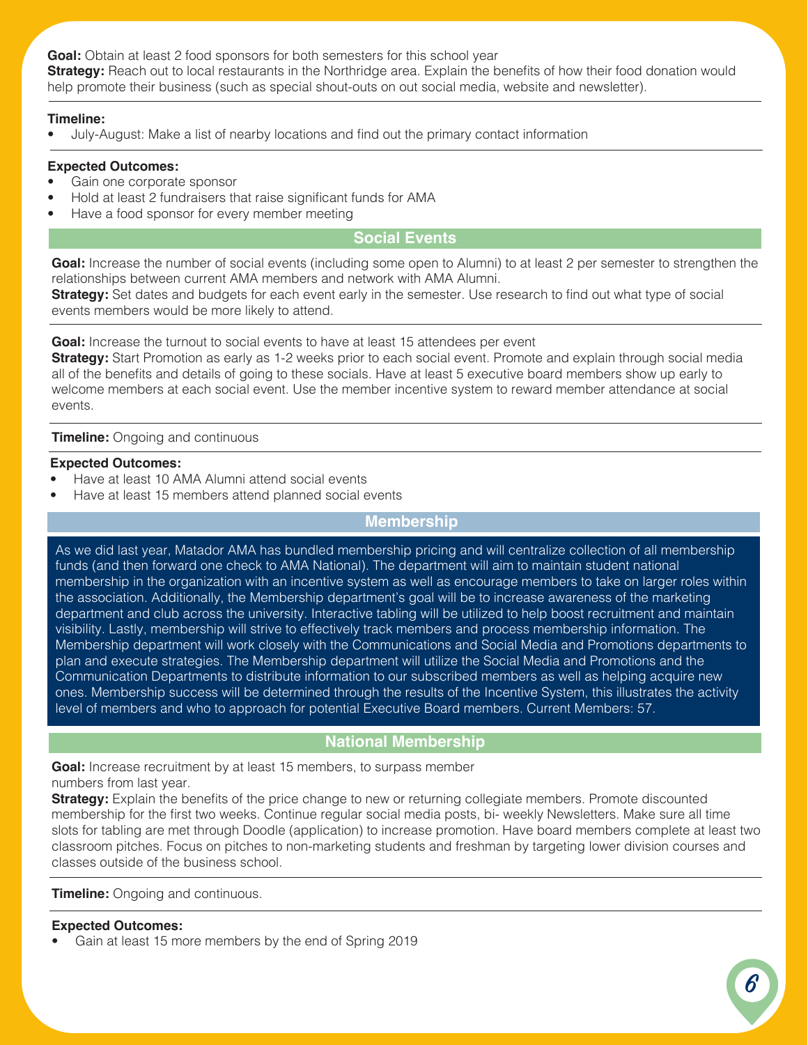**Goal:** Obtain at least 2 food sponsors for both semesters for this school year
**Strategy:** Reach out to local restaurants in the Northridge area. Explain the benefits of how their food donation would help promote their business (such as special shout-outs on out social media, website and newsletter).

**Timeline:**

- July-August: Make a list of nearby locations and find out the primary contact information

**Expected Outcomes:**

- Gain one corporate sponsor
- Hold at least 2 fundraisers that raise significant funds for AMA
- Have a food sponsor for every member meeting

## Social Events

**Goal:** Increase the number of social events (including some open to Alumni) to at least 2 per semester to strengthen the relationships between current AMA members and network with AMA Alumni.
**Strategy:** Set dates and budgets for each event early in the semester. Use research to find out what type of social events members would be more likely to attend.

**Goal:** Increase the turnout to social events to have at least 15 attendees per event
**Strategy:** Start Promotion as early as 1-2 weeks prior to each social event. Promote and explain through social media all of the benefits and details of going to these socials. Have at least 5 executive board members show up early to welcome members at each social event. Use the member incentive system to reward member attendance at social events.

**Timeline:** Ongoing and continuous

**Expected Outcomes:**

- Have at least 10 AMA Alumni attend social events
- Have at least 15 members attend planned social events

## Membership

As we did last year, Matador AMA has bundled membership pricing and will centralize collection of all membership funds (and then forward one check to AMA National). The department will aim to maintain student national membership in the organization with an incentive system as well as encourage members to take on larger roles within the association. Additionally, the Membership department's goal will be to increase awareness of the marketing department and club across the university. Interactive tabling will be utilized to help boost recruitment and maintain visibility. Lastly, membership will strive to effectively track members and process membership information. The Membership department will work closely with the Communications and Social Media and Promotions departments to plan and execute strategies. The Membership department will utilize the Social Media and Promotions and the Communication Departments to distribute information to our subscribed members as well as helping acquire new ones. Membership success will be determined through the results of the Incentive System, this illustrates the activity level of members and who to approach for potential Executive Board members. Current Members: 57.

## National Membership

**Goal:** Increase recruitment by at least 15 members, to surpass member numbers from last year.
**Strategy:** Explain the benefits of the price change to new or returning collegiate members. Promote discounted membership for the first two weeks. Continue regular social media posts, bi- weekly Newsletters. Make sure all time slots for tabling are met through Doodle (application) to increase promotion. Have board members complete at least two classroom pitches. Focus on pitches to non-marketing students and freshman by targeting lower division courses and classes outside of the business school.

**Timeline:** Ongoing and continuous.

**Expected Outcomes:**

- Gain at least 15 more members by the end of Spring 2019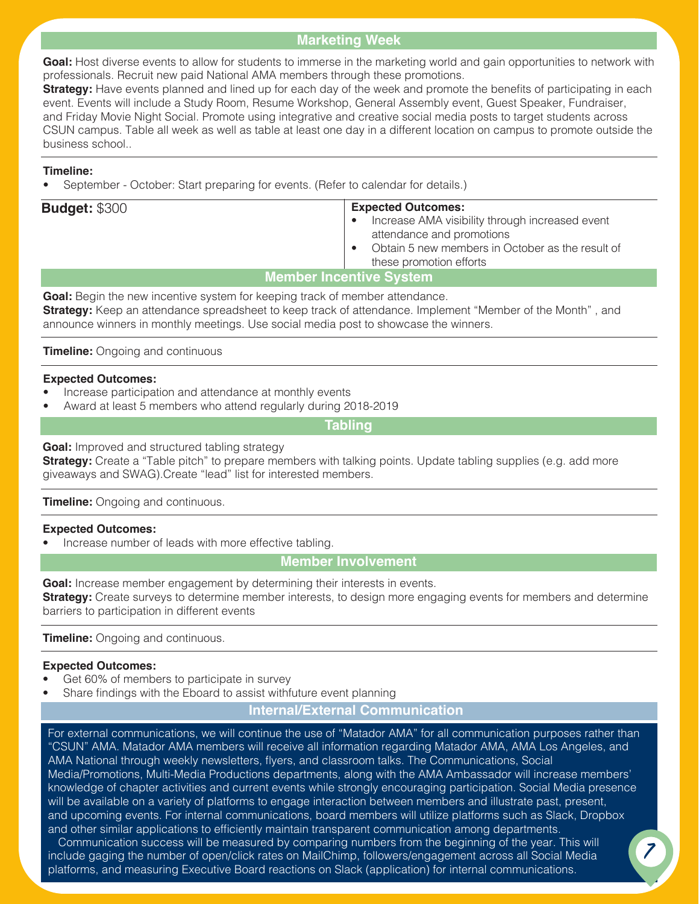## Marketing Week

**Goal:** Host diverse events to allow for students to immerse in the marketing world and gain opportunities to network with professionals. Recruit new paid National AMA members through these promotions.

**Strategy:** Have events planned and lined up for each day of the week and promote the benefits of participating in each event. Events will include a Study Room, Resume Workshop, General Assembly event, Guest Speaker, Fundraiser, and Friday Movie Night Social. Promote using integrative and creative social media posts to target students across CSUN campus. Table all week as well as table at least one day in a different location on campus to promote outside the business school..

**Timeline:**

- September - October: Start preparing for events. (Refer to calendar for details.)

**Budget:** $300

**Expected Outcomes:**

- Increase AMA visibility through increased event attendance and promotions
- Obtain 5 new members in October as the result of these promotion efforts

## Member Incentive System

**Goal:** Begin the new incentive system for keeping track of member attendance.

**Strategy:** Keep an attendance spreadsheet to keep track of attendance. Implement "Member of the Month" , and announce winners in monthly meetings. Use social media post to showcase the winners.

**Timeline:** Ongoing and continuous

**Expected Outcomes:**

- Increase participation and attendance at monthly events
- Award at least 5 members who attend regularly during 2018-2019

## Tabling

**Goal:** Improved and structured tabling strategy

**Strategy:** Create a "Table pitch" to prepare members with talking points. Update tabling supplies (e.g. add more giveaways and SWAG).Create "lead" list for interested members.

**Timeline:** Ongoing and continuous.

**Expected Outcomes:**

- Increase number of leads with more effective tabling.

## Member Involvement

**Goal:** Increase member engagement by determining their interests in events.

**Strategy:** Create surveys to determine member interests, to design more engaging events for members and determine barriers to participation in different events

**Timeline:** Ongoing and continuous.

**Expected Outcomes:**

- Get 60% of members to participate in survey
- Share findings with the Eboard to assist withfuture event planning

## Internal/External Communication

For external communications, we will continue the use of "Matador AMA" for all communication purposes rather than "CSUN" AMA. Matador AMA members will receive all information regarding Matador AMA, AMA Los Angeles, and AMA National through weekly newsletters, flyers, and classroom talks. The Communications, Social Media/Promotions, Multi-Media Productions departments, along with the AMA Ambassador will increase members' knowledge of chapter activities and current events while strongly encouraging participation. Social Media presence will be available on a variety of platforms to engage interaction between members and illustrate past, present, and upcoming events. For internal communications, board members will utilize platforms such as Slack, Dropbox and other similar applications to efficiently maintain transparent communication among departments.

Communication success will be measured by comparing numbers from the beginning of the year. This will include gaging the number of open/click rates on MailChimp, followers/engagement across all Social Media platforms, and measuring Executive Board reactions on Slack (application) for internal communications.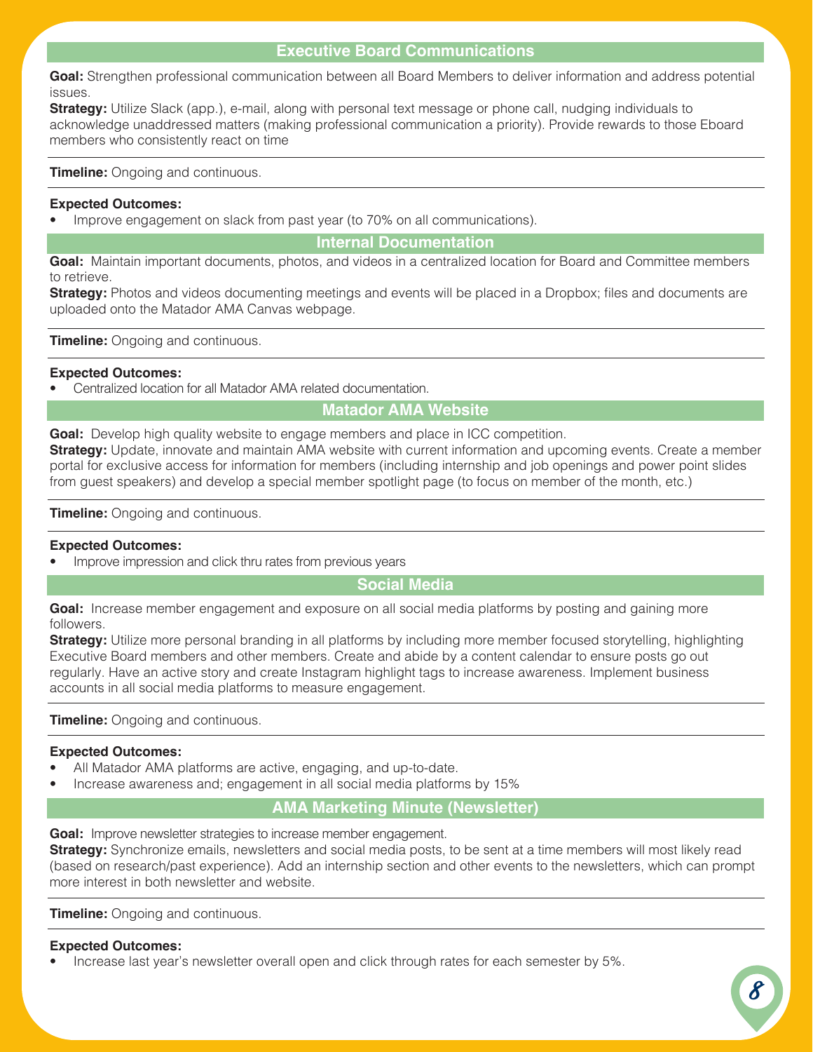## Executive Board Communications

**Goal:** Strengthen professional communication between all Board Members to deliver information and address potential issues.

**Strategy:** Utilize Slack (app.), e-mail, along with personal text message or phone call, nudging individuals to acknowledge unaddressed matters (making professional communication a priority). Provide rewards to those Eboard members who consistently react on time

**Timeline:** Ongoing and continuous.

**Expected Outcomes:**

- Improve engagement on slack from past year (to 70% on all communications).

## Internal Documentation

**Goal:** Maintain important documents, photos, and videos in a centralized location for Board and Committee members to retrieve.

**Strategy:** Photos and videos documenting meetings and events will be placed in a Dropbox; files and documents are uploaded onto the Matador AMA Canvas webpage.

**Timeline:** Ongoing and continuous.

**Expected Outcomes:**

- Centralized location for all Matador AMA related documentation.

## Matador AMA Website

**Goal:** Develop high quality website to engage members and place in ICC competition.

**Strategy:** Update, innovate and maintain AMA website with current information and upcoming events. Create a member portal for exclusive access for information for members (including internship and job openings and power point slides from guest speakers) and develop a special member spotlight page (to focus on member of the month, etc.)

**Timeline:** Ongoing and continuous.

**Expected Outcomes:**

- Improve impression and click thru rates from previous years

## Social Media

**Goal:** Increase member engagement and exposure on all social media platforms by posting and gaining more followers.

**Strategy:** Utilize more personal branding in all platforms by including more member focused storytelling, highlighting Executive Board members and other members. Create and abide by a content calendar to ensure posts go out regularly. Have an active story and create Instagram highlight tags to increase awareness. Implement business accounts in all social media platforms to measure engagement.

**Timeline:** Ongoing and continuous.

**Expected Outcomes:**

- All Matador AMA platforms are active, engaging, and up-to-date.
- Increase awareness and; engagement in all social media platforms by 15%

## AMA Marketing Minute (Newsletter)

**Goal:** Improve newsletter strategies to increase member engagement.

**Strategy:** Synchronize emails, newsletters and social media posts, to be sent at a time members will most likely read (based on research/past experience). Add an internship section and other events to the newsletters, which can prompt more interest in both newsletter and website.

**Timeline:** Ongoing and continuous.

**Expected Outcomes:**

- Increase last year's newsletter overall open and click through rates for each semester by 5%.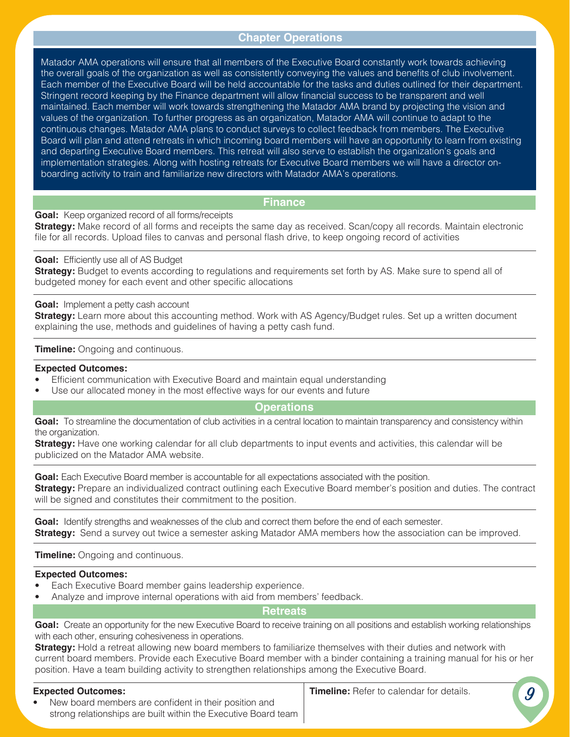## Chapter Operations

Matador AMA operations will ensure that all members of the Executive Board constantly work towards achieving the overall goals of the organization as well as consistently conveying the values and benefits of club involvement. Each member of the Executive Board will be held accountable for the tasks and duties outlined for their department. Stringent record keeping by the Finance department will allow financial success to be transparent and well maintained. Each member will work towards strengthening the Matador AMA brand by projecting the vision and values of the organization. To further progress as an organization, Matador AMA will continue to adapt to the continuous changes. Matador AMA plans to conduct surveys to collect feedback from members. The Executive Board will plan and attend retreats in which incoming board members will have an opportunity to learn from existing and departing Executive Board members. This retreat will also serve to establish the organization's goals and implementation strategies. Along with hosting retreats for Executive Board members we will have a director on-boarding activity to train and familiarize new directors with Matador AMA's operations.

### Finance

**Goal:** Keep organized record of all forms/receipts
**Strategy:** Make record of all forms and receipts the same day as received. Scan/copy all records. Maintain electronic file for all records. Upload files to canvas and personal flash drive, to keep ongoing record of activities

**Goal:** Efficiently use all of AS Budget
**Strategy:** Budget to events according to regulations and requirements set forth by AS. Make sure to spend all of budgeted money for each event and other specific allocations

**Goal:** Implement a petty cash account
**Strategy:** Learn more about this accounting method. Work with AS Agency/Budget rules. Set up a written document explaining the use, methods and guidelines of having a petty cash fund.

**Timeline:** Ongoing and continuous.

**Expected Outcomes:**
- Efficient communication with Executive Board and maintain equal understanding
- Use our allocated money in the most effective ways for our events and future

### Operations

**Goal:** To streamline the documentation of club activities in a central location to maintain transparency and consistency within the organization.
**Strategy:** Have one working calendar for all club departments to input events and activities, this calendar will be publicized on the Matador AMA website.

**Goal:** Each Executive Board member is accountable for all expectations associated with the position.
**Strategy:** Prepare an individualized contract outlining each Executive Board member's position and duties. The contract will be signed and constitutes their commitment to the position.

**Goal:** Identify strengths and weaknesses of the club and correct them before the end of each semester.
**Strategy:** Send a survey out twice a semester asking Matador AMA members how the association can be improved.

**Timeline:** Ongoing and continuous.

**Expected Outcomes:**
- Each Executive Board member gains leadership experience.
- Analyze and improve internal operations with aid from members' feedback.

### Retreats

**Goal:** Create an opportunity for the new Executive Board to receive training on all positions and establish working relationships with each other, ensuring cohesiveness in operations.
**Strategy:** Hold a retreat allowing new board members to familiarize themselves with their duties and network with current board members. Provide each Executive Board member with a binder containing a training manual for his or her position. Have a team building activity to strengthen relationships among the Executive Board.

**Expected Outcomes:**
- New board members are confident in their position and strong relationships are built within the Executive Board team

**Timeline:** Refer to calendar for details.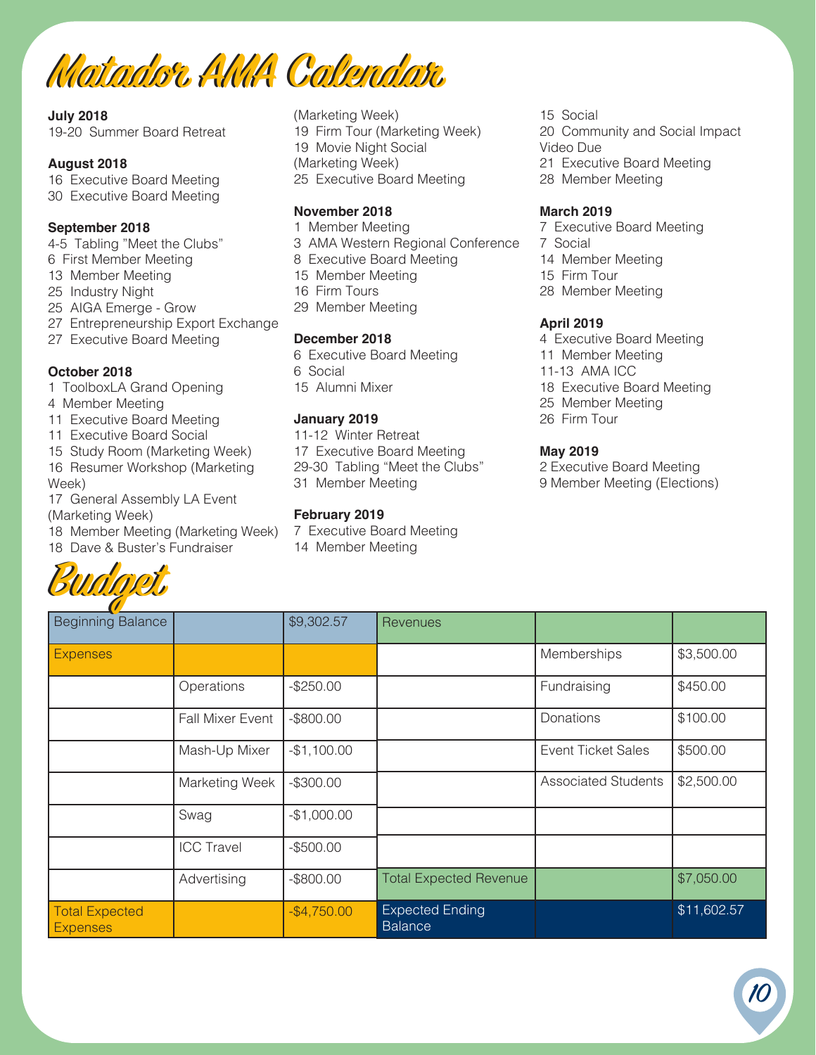# Matador AMA Calendar

**July 2018**
19-20 Summer Board Retreat

**August 2018**
16 Executive Board Meeting
30 Executive Board Meeting

**September 2018**
4-5 Tabling "Meet the Clubs"
6 First Member Meeting
13 Member Meeting
25 Industry Night
25 AIGA Emerge - Grow
27 Entrepreneurship Export Exchange
27 Executive Board Meeting

**October 2018**
1 ToolboxLA Grand Opening
4 Member Meeting
11 Executive Board Meeting
11 Executive Board Social
15 Study Room (Marketing Week)
16 Resumer Workshop (Marketing Week)
17 General Assembly LA Event (Marketing Week)
18 Member Meeting (Marketing Week)
18 Dave & Buster's Fundraiser (Marketing Week)
19 Firm Tour (Marketing Week)
19 Movie Night Social (Marketing Week)
25 Executive Board Meeting

**November 2018**
1 Member Meeting
3 AMA Western Regional Conference
8 Executive Board Meeting
15 Member Meeting
16 Firm Tours
29 Member Meeting

**December 2018**
6 Executive Board Meeting
6 Social
15 Alumni Mixer

**January 2019**
11-12 Winter Retreat
17 Executive Board Meeting
29-30 Tabling "Meet the Clubs"
31 Member Meeting

**February 2019**
7 Executive Board Meeting
14 Member Meeting
15 Social
20 Community and Social Impact Video Due
21 Executive Board Meeting
28 Member Meeting

**March 2019**
7 Executive Board Meeting
7 Social
14 Member Meeting
15 Firm Tour
28 Member Meeting

**April 2019**
4 Executive Board Meeting
11 Member Meeting
11-13 AMA ICC
18 Executive Board Meeting
25 Member Meeting
26 Firm Tour

**May 2019**
2 Executive Board Meeting
9 Member Meeting (Elections)

# Budget

| Beginning Balance | | $9,302.57 |
|---|---|---|
| Expenses | | |
| | Operations | -$250.00 |
| | Fall Mixer Event | -$800.00 |
| | Mash-Up Mixer | -$1,100.00 |
| | Marketing Week | -$300.00 |
| | Swag | -$1,000.00 |
| | ICC Travel | -$500.00 |
| | Advertising | -$800.00 |
| Total Expected Expenses | | -$4,750.00 |

| Revenues | | |
|---|---|---|
| | Memberships | $3,500.00 |
| | Fundraising | $450.00 |
| | Donations | $100.00 |
| | Event Ticket Sales | $500.00 |
| | Associated Students | $2,500.00 |
| | | |
| | | |
| Total Expected Revenue | | $7,050.00 |
| Expected Ending Balance | | $11,602.57 |